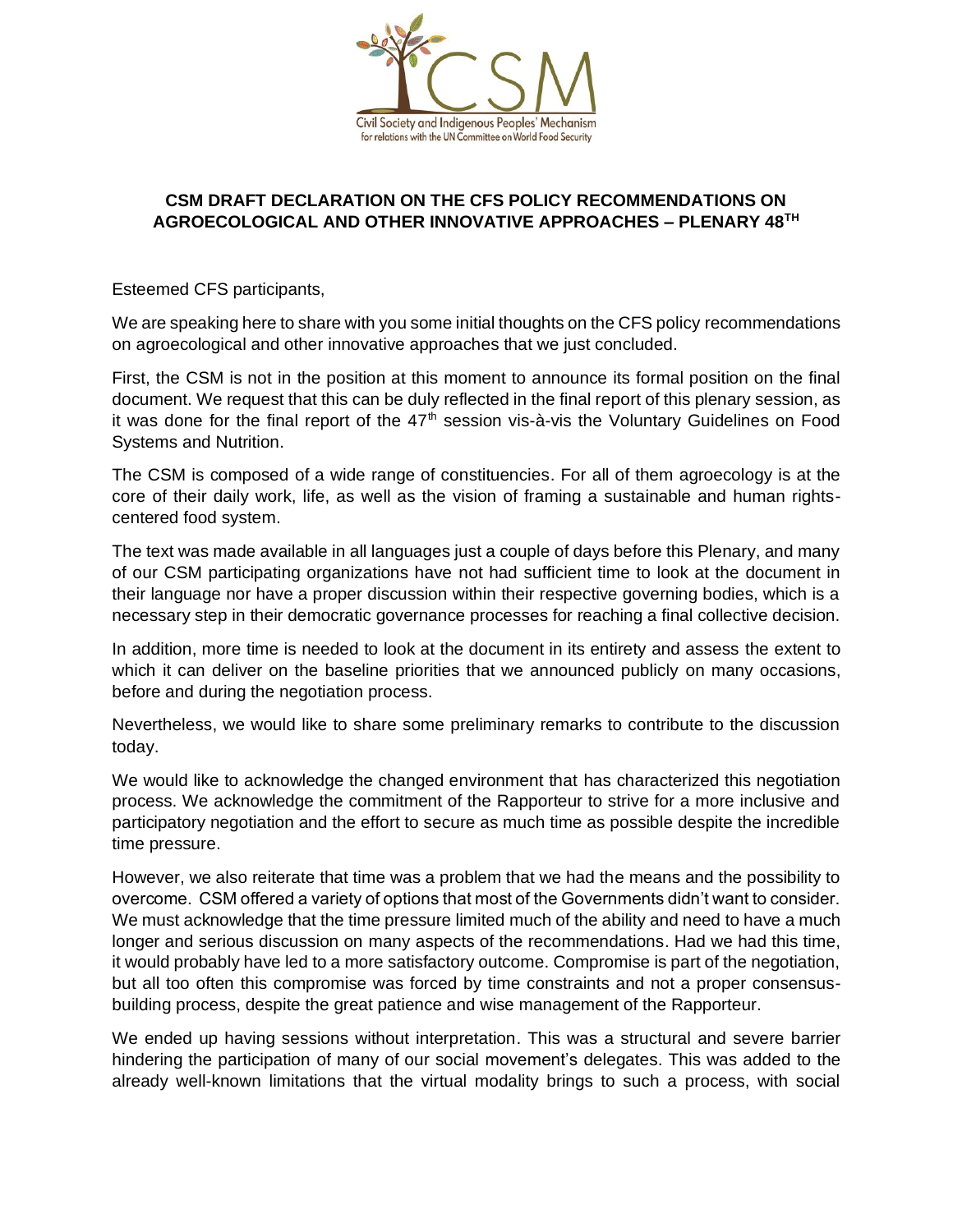Civil Society and Indigenous Peoples' Mechanism
for relations with the UN Committee on World Food Security

## CSM DRAFT DECLARATION ON THE CFS POLICY RECOMMENDATIONS ON AGROECOLOGICAL AND OTHER INNOVATIVE APPROACHES – PLENARY 48TH

Esteemed CFS participants,

We are speaking here to share with you some initial thoughts on the CFS policy recommendations on agroecological and other innovative approaches that we just concluded.

First, the CSM is not in the position at this moment to announce its formal position on the final document. We request that this can be duly reflected in the final report of this plenary session, as it was done for the final report of the 47th session vis-à-vis the Voluntary Guidelines on Food Systems and Nutrition.

The CSM is composed of a wide range of constituencies. For all of them agroecology is at the core of their daily work, life, as well as the vision of framing a sustainable and human rights-centered food system.

The text was made available in all languages just a couple of days before this Plenary, and many of our CSM participating organizations have not had sufficient time to look at the document in their language nor have a proper discussion within their respective governing bodies, which is a necessary step in their democratic governance processes for reaching a final collective decision.

In addition, more time is needed to look at the document in its entirety and assess the extent to which it can deliver on the baseline priorities that we announced publicly on many occasions, before and during the negotiation process.

Nevertheless, we would like to share some preliminary remarks to contribute to the discussion today.

We would like to acknowledge the changed environment that has characterized this negotiation process. We acknowledge the commitment of the Rapporteur to strive for a more inclusive and participatory negotiation and the effort to secure as much time as possible despite the incredible time pressure.

However, we also reiterate that time was a problem that we had the means and the possibility to overcome. CSM offered a variety of options that most of the Governments didn't want to consider. We must acknowledge that the time pressure limited much of the ability and need to have a much longer and serious discussion on many aspects of the recommendations. Had we had this time, it would probably have led to a more satisfactory outcome. Compromise is part of the negotiation, but all too often this compromise was forced by time constraints and not a proper consensus-building process, despite the great patience and wise management of the Rapporteur.

We ended up having sessions without interpretation. This was a structural and severe barrier hindering the participation of many of our social movement's delegates. This was added to the already well-known limitations that the virtual modality brings to such a process, with social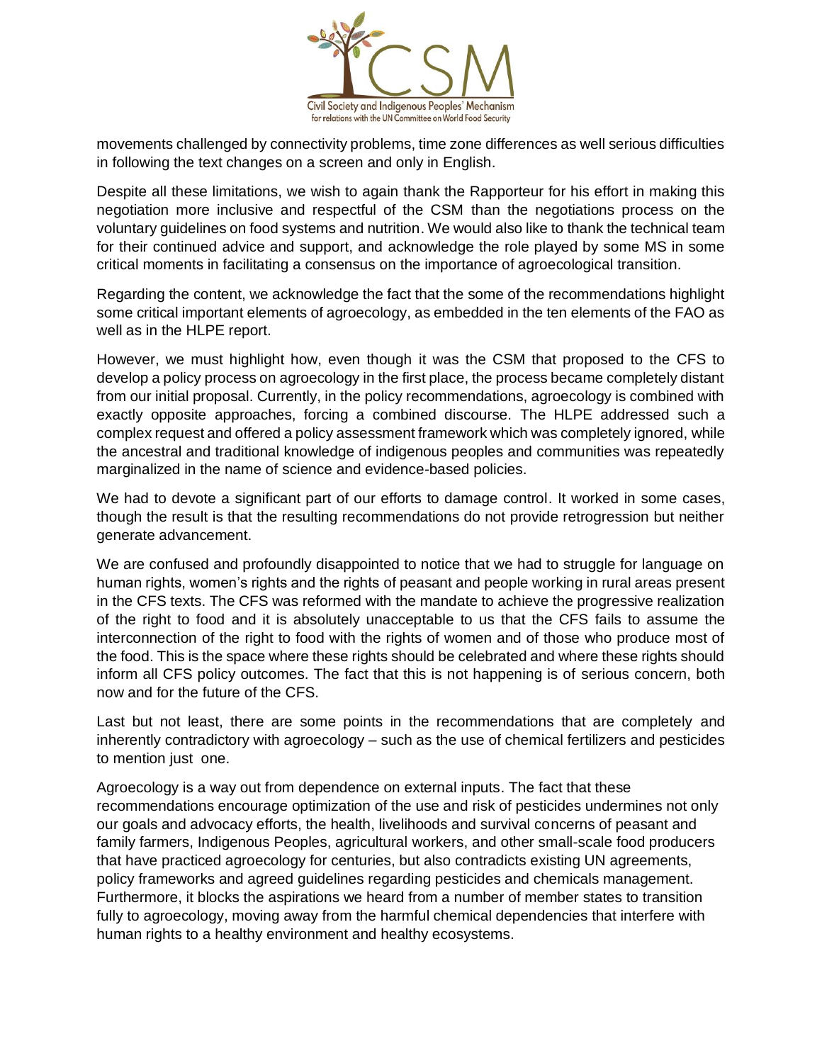movements challenged by connectivity problems, time zone differences as well serious difficulties in following the text changes on a screen and only in English.

Despite all these limitations, we wish to again thank the Rapporteur for his effort in making this negotiation more inclusive and respectful of the CSM than the negotiations process on the voluntary guidelines on food systems and nutrition. We would also like to thank the technical team for their continued advice and support, and acknowledge the role played by some MS in some critical moments in facilitating a consensus on the importance of agroecological transition.

Regarding the content, we acknowledge the fact that the some of the recommendations highlight some critical important elements of agroecology, as embedded in the ten elements of the FAO as well as in the HLPE report.

However, we must highlight how, even though it was the CSM that proposed to the CFS to develop a policy process on agroecology in the first place, the process became completely distant from our initial proposal. Currently, in the policy recommendations, agroecology is combined with exactly opposite approaches, forcing a combined discourse. The HLPE addressed such a complex request and offered a policy assessment framework which was completely ignored, while the ancestral and traditional knowledge of indigenous peoples and communities was repeatedly marginalized in the name of science and evidence-based policies.

We had to devote a significant part of our efforts to damage control. It worked in some cases, though the result is that the resulting recommendations do not provide retrogression but neither generate advancement.

We are confused and profoundly disappointed to notice that we had to struggle for language on human rights, women's rights and the rights of peasant and people working in rural areas present in the CFS texts. The CFS was reformed with the mandate to achieve the progressive realization of the right to food and it is absolutely unacceptable to us that the CFS fails to assume the interconnection of the right to food with the rights of women and of those who produce most of the food. This is the space where these rights should be celebrated and where these rights should inform all CFS policy outcomes. The fact that this is not happening is of serious concern, both now and for the future of the CFS.

Last but not least, there are some points in the recommendations that are completely and inherently contradictory with agroecology – such as the use of chemical fertilizers and pesticides to mention just one.

Agroecology is a way out from dependence on external inputs. The fact that these recommendations encourage optimization of the use and risk of pesticides undermines not only our goals and advocacy efforts, the health, livelihoods and survival concerns of peasant and family farmers, Indigenous Peoples, agricultural workers, and other small-scale food producers that have practiced agroecology for centuries, but also contradicts existing UN agreements, policy frameworks and agreed guidelines regarding pesticides and chemicals management. Furthermore, it blocks the aspirations we heard from a number of member states to transition fully to agroecology, moving away from the harmful chemical dependencies that interfere with human rights to a healthy environment and healthy ecosystems.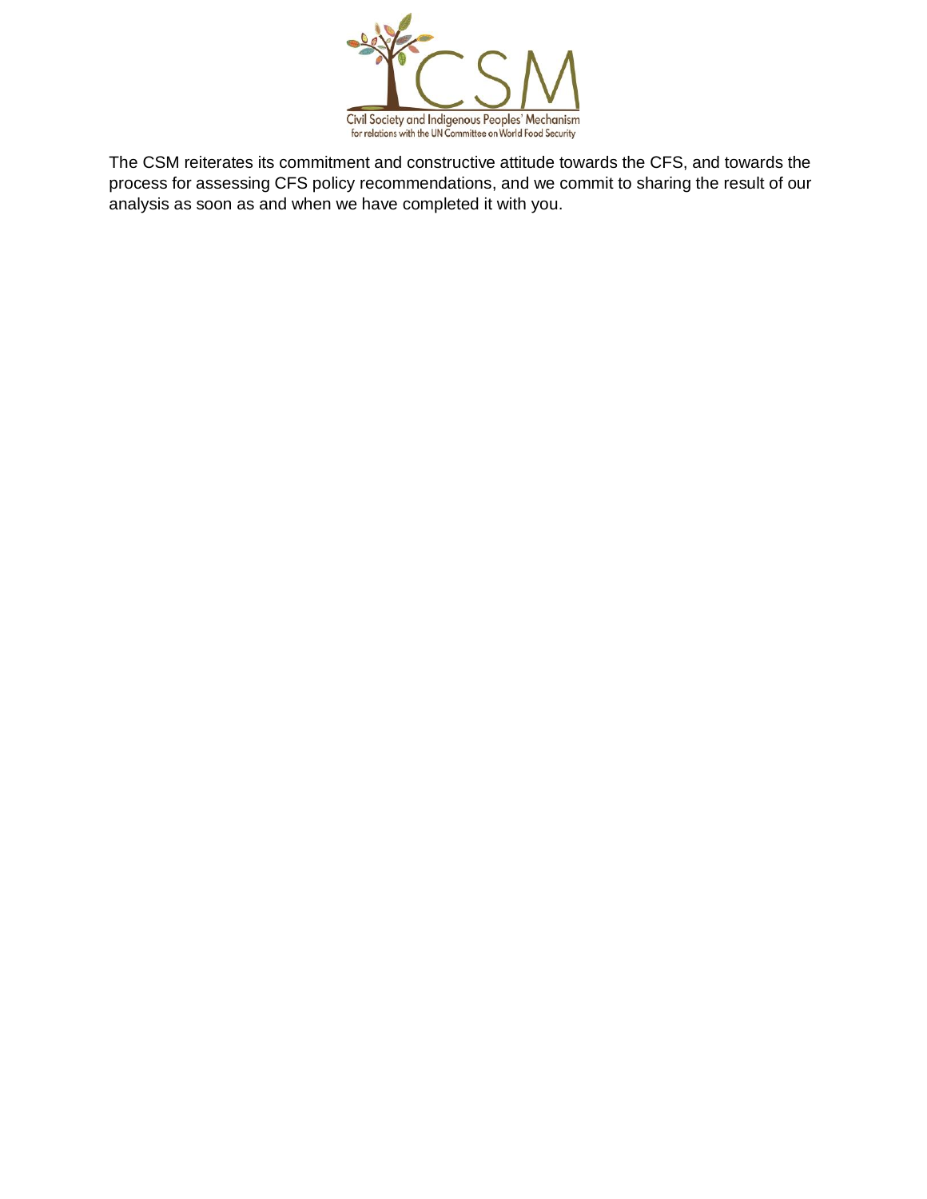The CSM reiterates its commitment and constructive attitude towards the CFS, and towards the process for assessing CFS policy recommendations, and we commit to sharing the result of our analysis as soon as and when we have completed it with you.